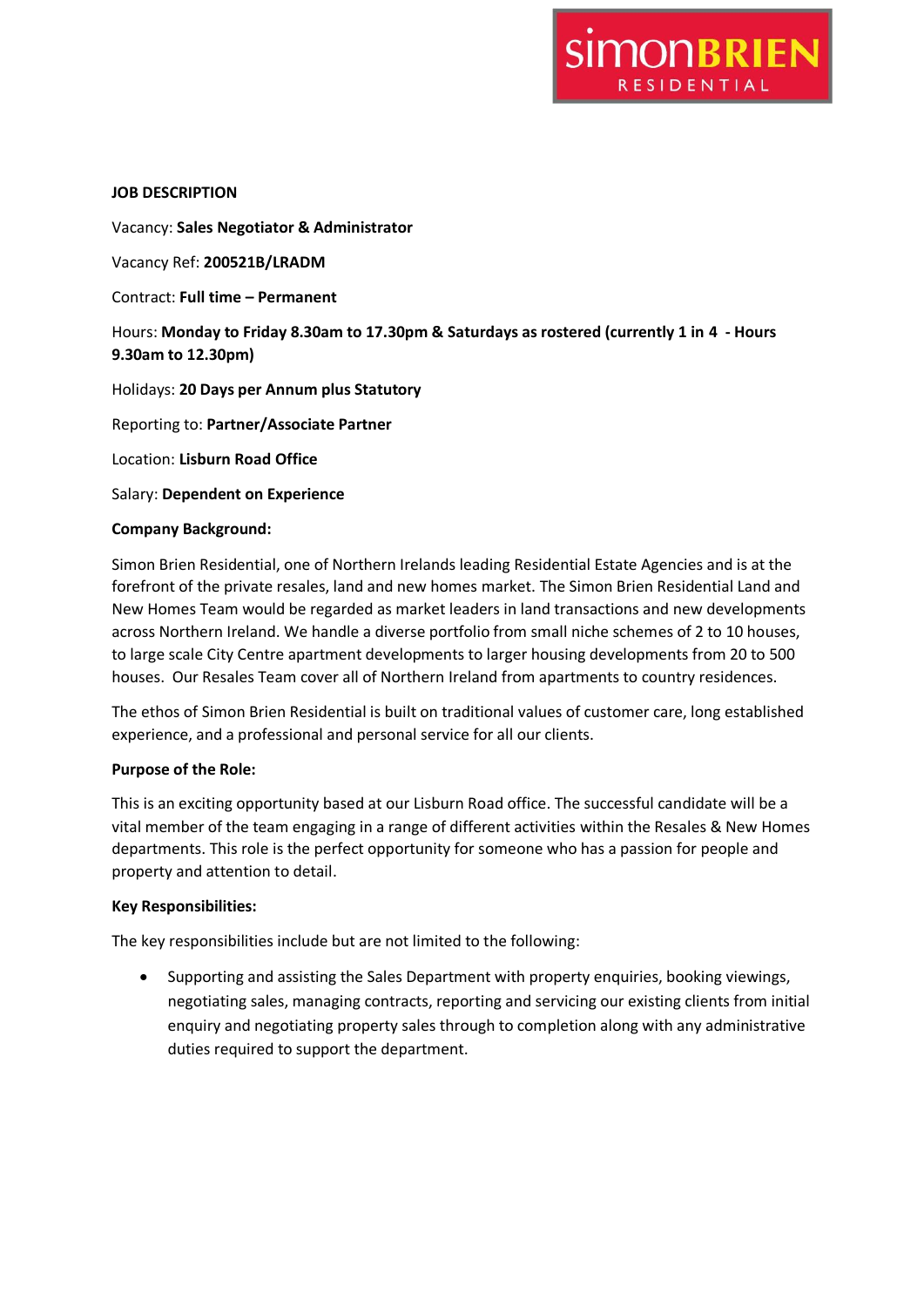simonBRIEN RESIDENTIAL

**JOB DESCRIPTION**

Vacancy: **Sales Negotiator & Administrator**

Vacancy Ref: **200521B/LRADM**

Contract: **Full time – Permanent**

Hours: **Monday to Friday 8.30am to 17.30pm & Saturdays as rostered (currently 1 in 4 - Hours 9.30am to 12.30pm)**

Holidays: **20 Days per Annum plus Statutory**

Reporting to: **Partner/Associate Partner**

Location: **Lisburn Road Office**

Salary: **Dependent on Experience**

**Company Background:**

Simon Brien Residential, one of Northern Irelands leading Residential Estate Agencies and is at the forefront of the private resales, land and new homes market. The Simon Brien Residential Land and New Homes Team would be regarded as market leaders in land transactions and new developments across Northern Ireland. We handle a diverse portfolio from small niche schemes of 2 to 10 houses, to large scale City Centre apartment developments to larger housing developments from 20 to 500 houses. Our Resales Team cover all of Northern Ireland from apartments to country residences.

The ethos of Simon Brien Residential is built on traditional values of customer care, long established experience, and a professional and personal service for all our clients.

**Purpose of the Role:**

This is an exciting opportunity based at our Lisburn Road office. The successful candidate will be a vital member of the team engaging in a range of different activities within the Resales & New Homes departments. This role is the perfect opportunity for someone who has a passion for people and property and attention to detail.

**Key Responsibilities:**

The key responsibilities include but are not limited to the following:

- Supporting and assisting the Sales Department with property enquiries, booking viewings, negotiating sales, managing contracts, reporting and servicing our existing clients from initial enquiry and negotiating property sales through to completion along with any administrative duties required to support the department.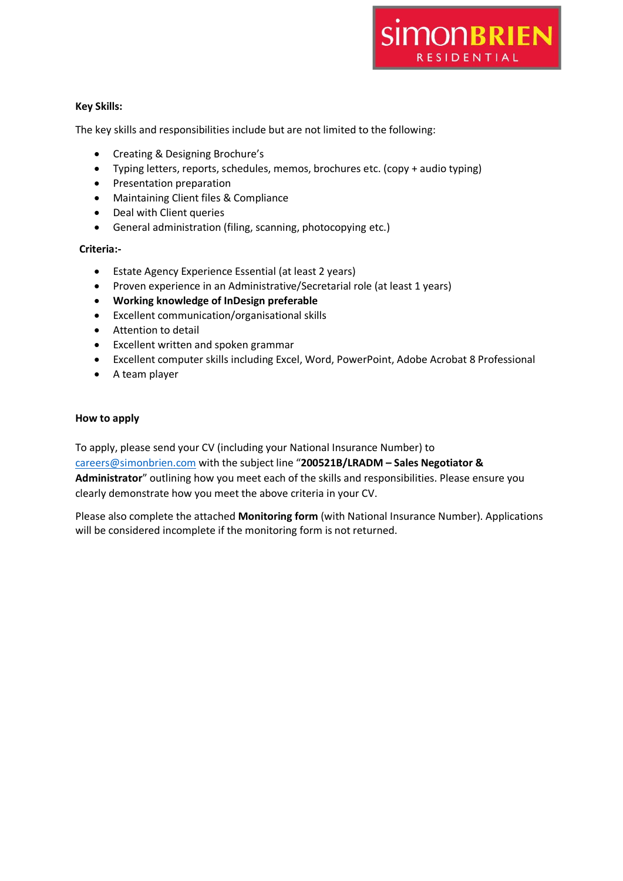**Key Skills:**

The key skills and responsibilities include but are not limited to the following:

- Creating & Designing Brochure's
- Typing letters, reports, schedules, memos, brochures etc. (copy + audio typing)
- Presentation preparation
- Maintaining Client files & Compliance
- Deal with Client queries
- General administration (filing, scanning, photocopying etc.)

**Criteria:-**

- Estate Agency Experience Essential (at least 2 years)
- Proven experience in an Administrative/Secretarial role (at least 1 years)
- **Working knowledge of InDesign preferable**
- Excellent communication/organisational skills
- Attention to detail
- Excellent written and spoken grammar
- Excellent computer skills including Excel, Word, PowerPoint, Adobe Acrobat 8 Professional
- A team player

**How to apply**

To apply, please send your CV (including your National Insurance Number) to careers@simonbrien.com with the subject line "**200521B/LRADM – Sales Negotiator & Administrator**" outlining how you meet each of the skills and responsibilities. Please ensure you clearly demonstrate how you meet the above criteria in your CV.

Please also complete the attached **Monitoring form** (with National Insurance Number). Applications will be considered incomplete if the monitoring form is not returned.